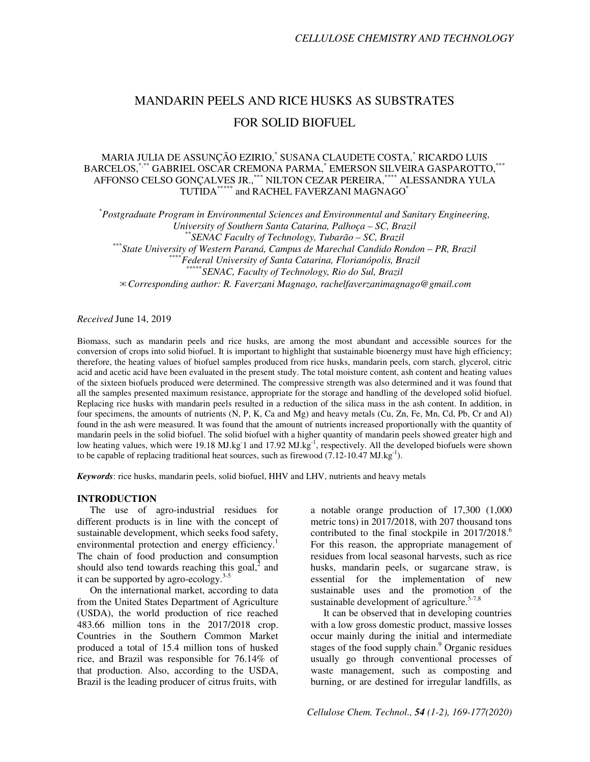# MANDARIN PEELS AND RICE HUSKS AS SUBSTRATES FOR SOLID BIOFUEL

MARIA JULIA DE ASSUNÇÃO EZIRIO,[*] SUSANA CLAUDETE COSTA,[*] RICARDO LUIS BARCELOS,[*,**] GABRIEL OSCAR CREMONA PARMA,[*] EMERSON SILVEIRA GASPAROTTO,[***] AFFONSO CELSO GONÇALVES JR.,[***] NILTON CEZAR PEREIRA,[****] ALESSANDRA YULA TUTIDA[*****] and RACHEL FAVERZANI MAGNAGO[*]

[*]*Postgraduate Program in Environmental Sciences and Environmental and Sanitary Engineering, University of Southern Santa Catarina, Palhoça – SC, Brazil*
[**]*SENAC Faculty of Technology, Tubarão – SC, Brazil*
[***]*State University of Western Paraná, Campus de Marechal Candido Rondon – PR, Brazil*
[****]*Federal University of Santa Catarina, Florianópolis, Brazil*
[*****]*SENAC, Faculty of Technology, Rio do Sul, Brazil*
✉ *Corresponding author: R. Faverzani Magnago, rachelfaverzanimagnago@gmail.com*

*Received* June 14, 2019

Biomass, such as mandarin peels and rice husks, are among the most abundant and accessible sources for the conversion of crops into solid biofuel. It is important to highlight that sustainable bioenergy must have high efficiency; therefore, the heating values of biofuel samples produced from rice husks, mandarin peels, corn starch, glycerol, citric acid and acetic acid have been evaluated in the present study. The total moisture content, ash content and heating values of the sixteen biofuels produced were determined. The compressive strength was also determined and it was found that all the samples presented maximum resistance, appropriate for the storage and handling of the developed solid biofuel. Replacing rice husks with mandarin peels resulted in a reduction of the silica mass in the ash content. In addition, in four specimens, the amounts of nutrients (N, P, K, Ca and Mg) and heavy metals (Cu, Zn, Fe, Mn, Cd, Pb, Cr and Al) found in the ash were measured. It was found that the amount of nutrients increased proportionally with the quantity of mandarin peels in the solid biofuel. The solid biofuel with a higher quantity of mandarin peels showed greater high and low heating values, which were 19.18 $MJ.kg^{-1}$ and 17.92 $MJ.kg^{-1}$, respectively. All the developed biofuels were shown to be capable of replacing traditional heat sources, such as firewood (7.12-10.47 $MJ.kg^{-1}$).

***Keywords***: rice husks, mandarin peels, solid biofuel, HHV and LHV, nutrients and heavy metals

## INTRODUCTION

The use of agro-industrial residues for different products is in line with the concept of sustainable development, which seeks food safety, environmental protection and energy efficiency.[1] The chain of food production and consumption should also tend towards reaching this goal,[2] and it can be supported by agro-ecology.[3-5]

On the international market, according to data from the United States Department of Agriculture (USDA), the world production of rice reached 483.66 million tons in the 2017/2018 crop. Countries in the Southern Common Market produced a total of 15.4 million tons of husked rice, and Brazil was responsible for 76.14% of that production. Also, according to the USDA, Brazil is the leading producer of citrus fruits, with a notable orange production of 17,300 (1,000 metric tons) in 2017/2018, with 207 thousand tons contributed to the final stockpile in 2017/2018.[6] For this reason, the appropriate management of residues from local seasonal harvests, such as rice husks, mandarin peels, or sugarcane straw, is essential for the implementation of new sustainable uses and the promotion of the sustainable development of agriculture.[5-7,8]

It can be observed that in developing countries with a low gross domestic product, massive losses occur mainly during the initial and intermediate stages of the food supply chain.[9] Organic residues usually go through conventional processes of waste management, such as composting and burning, or are destined for irregular landfills, as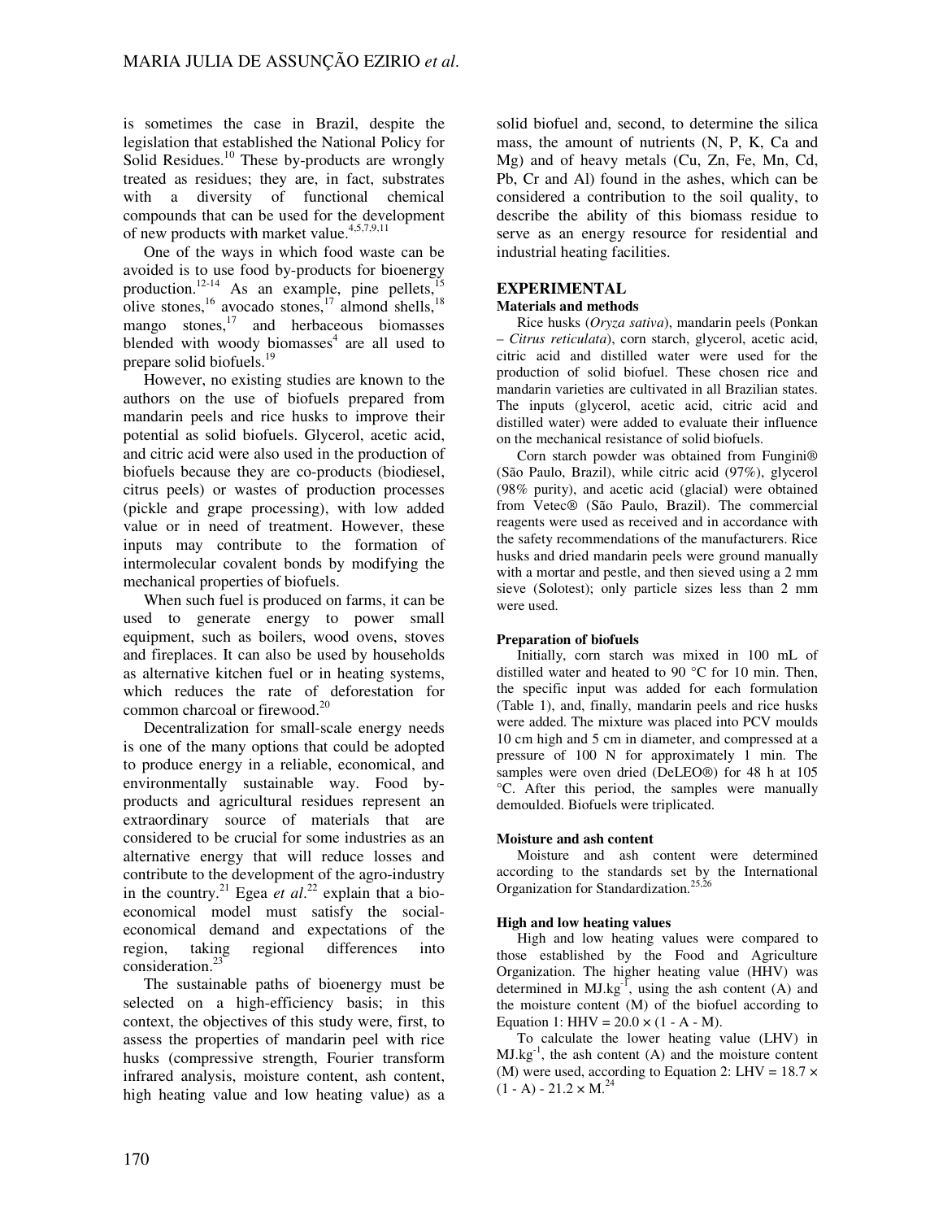is sometimes the case in Brazil, despite the legislation that established the National Policy for Solid Residues.[10] These by-products are wrongly treated as residues; they are, in fact, substrates with a diversity of functional chemical compounds that can be used for the development of new products with market value.[4,5,7,9,11]

One of the ways in which food waste can be avoided is to use food by-products for bioenergy production.[12-14] As an example, pine pellets,[15] olive stones,[16] avocado stones,[17] almond shells,[18] mango stones,[17] and herbaceous biomasses blended with woody biomasses[4] are all used to prepare solid biofuels.[19]

However, no existing studies are known to the authors on the use of biofuels prepared from mandarin peels and rice husks to improve their potential as solid biofuels. Glycerol, acetic acid, and citric acid were also used in the production of biofuels because they are co-products (biodiesel, citrus peels) or wastes of production processes (pickle and grape processing), with low added value or in need of treatment. However, these inputs may contribute to the formation of intermolecular covalent bonds by modifying the mechanical properties of biofuels.

When such fuel is produced on farms, it can be used to generate energy to power small equipment, such as boilers, wood ovens, stoves and fireplaces. It can also be used by households as alternative kitchen fuel or in heating systems, which reduces the rate of deforestation for common charcoal or firewood.[20]

Decentralization for small-scale energy needs is one of the many options that could be adopted to produce energy in a reliable, economical, and environmentally sustainable way. Food by-products and agricultural residues represent an extraordinary source of materials that are considered to be crucial for some industries as an alternative energy that will reduce losses and contribute to the development of the agro-industry in the country.[21] Egea *et al.*[22] explain that a bio-economical model must satisfy the social-economical demand and expectations of the region, taking regional differences into consideration.[23]

The sustainable paths of bioenergy must be selected on a high-efficiency basis; in this context, the objectives of this study were, first, to assess the properties of mandarin peel with rice husks (compressive strength, Fourier transform infrared analysis, moisture content, ash content, high heating value and low heating value) as a solid biofuel and, second, to determine the silica mass, the amount of nutrients (N, P, K, Ca and Mg) and of heavy metals (Cu, Zn, Fe, Mn, Cd, Pb, Cr and Al) found in the ashes, which can be considered a contribution to the soil quality, to describe the ability of this biomass residue to serve as an energy resource for residential and industrial heating facilities.

## EXPERIMENTAL

### Materials and methods

Rice husks (*Oryza sativa*), mandarin peels (Ponkan – *Citrus reticulata*), corn starch, glycerol, acetic acid, citric acid and distilled water were used for the production of solid biofuel. These chosen rice and mandarin varieties are cultivated in all Brazilian states. The inputs (glycerol, acetic acid, citric acid and distilled water) were added to evaluate their influence on the mechanical resistance of solid biofuels.

Corn starch powder was obtained from Fungini® (São Paulo, Brazil), while citric acid (97%), glycerol (98% purity), and acetic acid (glacial) were obtained from Vetec® (São Paulo, Brazil). The commercial reagents were used as received and in accordance with the safety recommendations of the manufacturers. Rice husks and dried mandarin peels were ground manually with a mortar and pestle, and then sieved using a 2 mm sieve (Solotest); only particle sizes less than 2 mm were used.

### Preparation of biofuels

Initially, corn starch was mixed in 100 mL of distilled water and heated to 90 °C for 10 min. Then, the specific input was added for each formulation (Table 1), and, finally, mandarin peels and rice husks were added. The mixture was placed into PCV moulds 10 cm high and 5 cm in diameter, and compressed at a pressure of 100 N for approximately 1 min. The samples were oven dried (DeLEO®) for 48 h at 105 °C. After this period, the samples were manually demoulded. Biofuels were triplicated.

### Moisture and ash content

Moisture and ash content were determined according to the standards set by the International Organization for Standardization.[25,26]

### High and low heating values

High and low heating values were compared to those established by the Food and Agriculture Organization. The higher heating value (HHV) was determined in MJ.kg$^{-1}$, using the ash content (A) and the moisture content (M) of the biofuel according to Equation 1: $HHV = 20.0 \times (1 - A - M)$.

To calculate the lower heating value (LHV) in MJ.kg$^{-1}$, the ash content (A) and the moisture content (M) were used, according to Equation 2: $LHV = 18.7 \times (1 - A) - 21.2 \times M$.[24]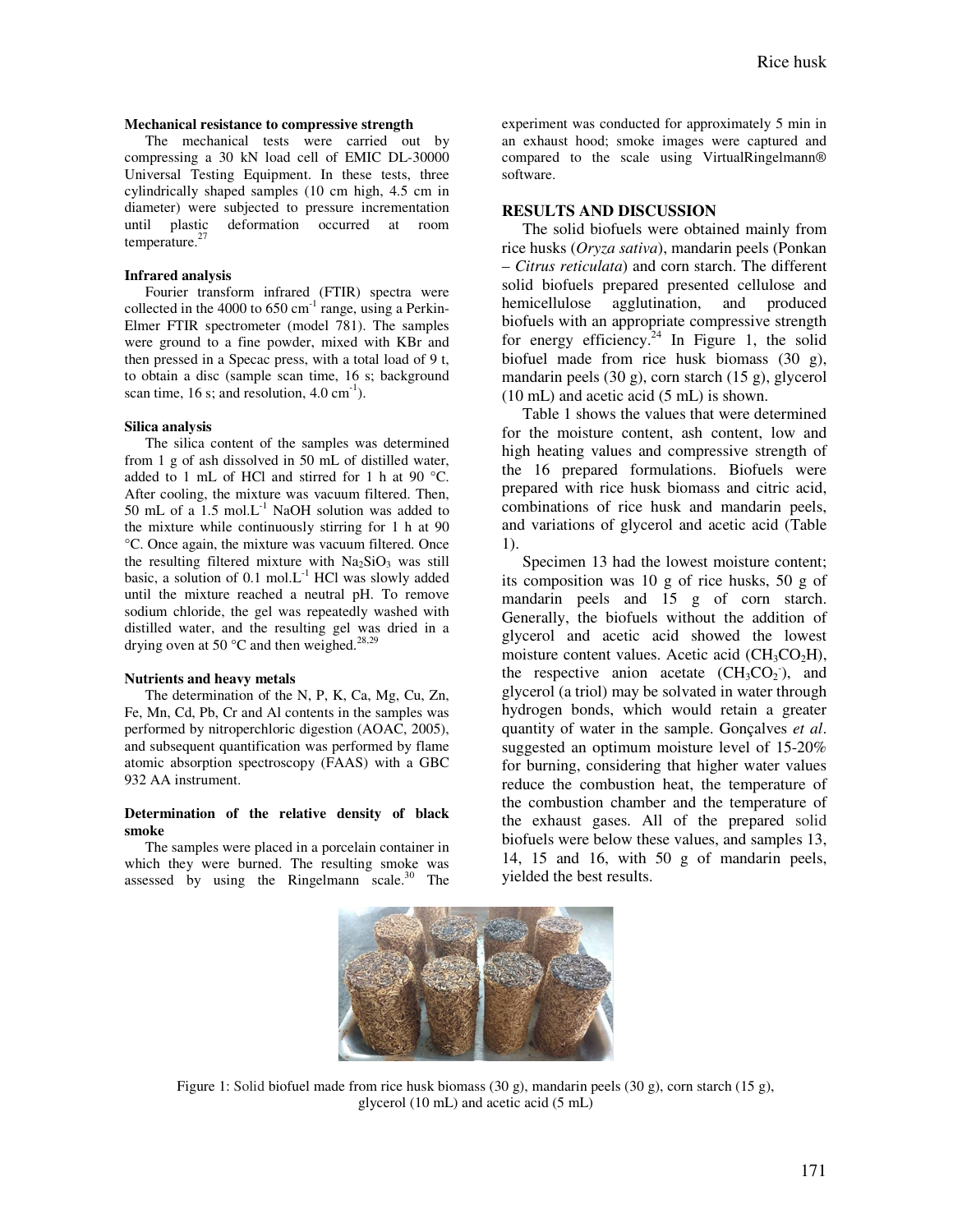**Mechanical resistance to compressive strength**

The mechanical tests were carried out by compressing a 30 kN load cell of EMIC DL-30000 Universal Testing Equipment. In these tests, three cylindrically shaped samples (10 cm high, 4.5 cm in diameter) were subjected to pressure incrementation until plastic deformation occurred at room temperature.[27]

**Infrared analysis**

Fourier transform infrared (FTIR) spectra were collected in the 4000 to 650 $cm^{-1}$ range, using a Perkin-Elmer FTIR spectrometer (model 781). The samples were ground to a fine powder, mixed with KBr and then pressed in a Specac press, with a total load of 9 t, to obtain a disc (sample scan time, 16 s; background scan time, 16 s; and resolution, 4.0 $cm^{-1}$).

**Silica analysis**

The silica content of the samples was determined from 1 g of ash dissolved in 50 mL of distilled water, added to 1 mL of HCl and stirred for 1 h at 90 °C. After cooling, the mixture was vacuum filtered. Then, 50 mL of a 1.5 $mol.L^{-1}$ NaOH solution was added to the mixture while continuously stirring for 1 h at 90 °C. Once again, the mixture was vacuum filtered. Once the resulting filtered mixture with $Na_2SiO_3$ was still basic, a solution of 0.1 $mol.L^{-1}$ HCl was slowly added until the mixture reached a neutral pH. To remove sodium chloride, the gel was repeatedly washed with distilled water, and the resulting gel was dried in a drying oven at 50 °C and then weighed.[28,29]

**Nutrients and heavy metals**

The determination of the N, P, K, Ca, Mg, Cu, Zn, Fe, Mn, Cd, Pb, Cr and Al contents in the samples was performed by nitroperchloric digestion (AOAC, 2005), and subsequent quantification was performed by flame atomic absorption spectroscopy (FAAS) with a GBC 932 AA instrument.

**Determination of the relative density of black smoke**

The samples were placed in a porcelain container in which they were burned. The resulting smoke was assessed by using the Ringelmann scale.[30] The experiment was conducted for approximately 5 min in an exhaust hood; smoke images were captured and compared to the scale using VirtualRingelmann® software.

## RESULTS AND DISCUSSION

The solid biofuels were obtained mainly from rice husks (*Oryza sativa*), mandarin peels (Ponkan – *Citrus reticulata*) and corn starch. The different solid biofuels prepared presented cellulose and hemicellulose agglutination, and produced biofuels with an appropriate compressive strength for energy efficiency.[24] In Figure 1, the solid biofuel made from rice husk biomass (30 g), mandarin peels (30 g), corn starch (15 g), glycerol (10 mL) and acetic acid (5 mL) is shown.

Table 1 shows the values that were determined for the moisture content, ash content, low and high heating values and compressive strength of the 16 prepared formulations. Biofuels were prepared with rice husk biomass and citric acid, combinations of rice husk and mandarin peels, and variations of glycerol and acetic acid (Table 1).

Specimen 13 had the lowest moisture content; its composition was 10 g of rice husks, 50 g of mandarin peels and 15 g of corn starch. Generally, the biofuels without the addition of glycerol and acetic acid showed the lowest moisture content values. Acetic acid ($CH_3CO_2H$), the respective anion acetate ($CH_3CO_2^-$), and glycerol (a triol) may be solvated in water through hydrogen bonds, which would retain a greater quantity of water in the sample. Gonçalves *et al*. suggested an optimum moisture level of 15-20% for burning, considering that higher water values reduce the combustion heat, the temperature of the combustion chamber and the temperature of the exhaust gases. All of the prepared solid biofuels were below these values, and samples 13, 14, 15 and 16, with 50 g of mandarin peels, yielded the best results.

Figure 1: Solid biofuel made from rice husk biomass (30 g), mandarin peels (30 g), corn starch (15 g), glycerol (10 mL) and acetic acid (5 mL)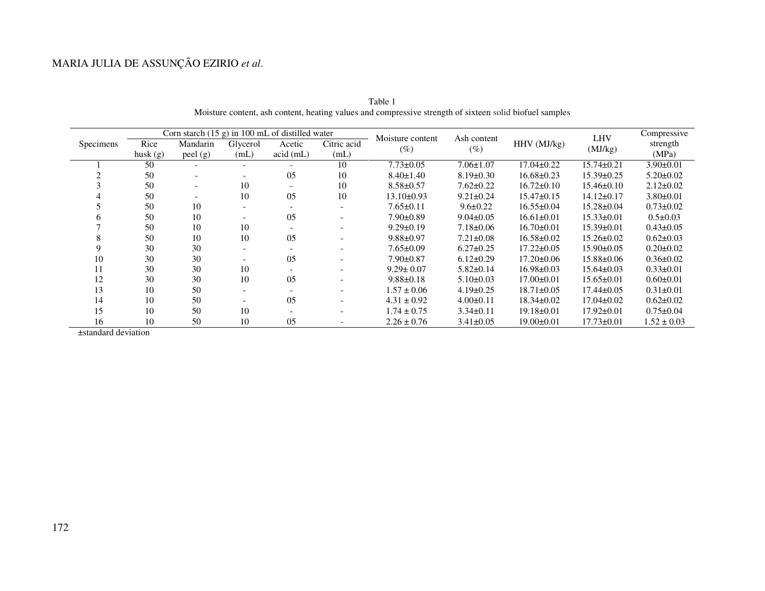Table 1
Moisture content, ash content, heating values and compressive strength of sixteen solid biofuel samples

| Specimens | Corn starch (15 g) in 100 mL of distilled water | | | | | Moisture content (%) | Ash content (%) | HHV (MJ/kg) | LHV (MJ/kg) | Compressive strength (MPa) |
|---|---|---|---|---|---|---|---|---|---|---|
| | Rice husk (g) | Mandarin peel (g) | Glycerol (mL) | Acetic acid (mL) | Citric acid (mL) | | | | | |
| 1 | 50 | - | - | - | 10 | 7.73±0.05 | 7.06±1.07 | 17.04±0.22 | 15.74±0.21 | 3.90±0.01 |
| 2 | 50 | - | - | 05 | 10 | 8.40±1.40 | 8.19±0.30 | 16.68±0.23 | 15.39±0.25 | 5.20±0.02 |
| 3 | 50 | - | 10 | - | 10 | 8.58±0.57 | 7.62±0.22 | 16.72±0.10 | 15.46±0.10 | 2.12±0.02 |
| 4 | 50 | - | 10 | 05 | 10 | 13.10±0.93 | 9.21±0.24 | 15.47±0.15 | 14.12±0.17 | 3.80±0.01 |
| 5 | 50 | 10 | - | - | - | 7.65±0.11 | 9.6±0.22 | 16.55±0.04 | 15.28±0.04 | 0.73±0.02 |
| 6 | 50 | 10 | - | 05 | - | 7.90±0.89 | 9.04±0.05 | 16.61±0.01 | 15.33±0.01 | 0.5±0.03 |
| 7 | 50 | 10 | 10 | - | - | 9.29±0.19 | 7.18±0.06 | 16.70±0.01 | 15.39±0.01 | 0.43±0.05 |
| 8 | 50 | 10 | 10 | 05 | - | 9.88±0.97 | 7.21±0.08 | 16.58±0.02 | 15.26±0.02 | 0.62±0.03 |
| 9 | 30 | 30 | - | - | - | 7.65±0.09 | 6.27±0.25 | 17.22±0.05 | 15.90±0.05 | 0.20±0.02 |
| 10 | 30 | 30 | - | 05 | - | 7.90±0.87 | 6.12±0.29 | 17.20±0.06 | 15.88±0.06 | 0.36±0.02 |
| 11 | 30 | 30 | 10 | - | - | 9.29± 0.07 | 5.82±0.14 | 16.98±0.03 | 15.64±0.03 | 0.33±0.01 |
| 12 | 30 | 30 | 10 | 05 | - | 9.88±0.18 | 5.10±0.03 | 17.00±0.01 | 15.65±0.01 | 0.60±0.01 |
| 13 | 10 | 50 | - | - | - | 1.57 ± 0.06 | 4.19±0.25 | 18.71±0.05 | 17.44±0.05 | 0.31±0.01 |
| 14 | 10 | 50 | - | 05 | - | 4.31 ± 0.92 | 4.00±0.11 | 18.34±0.02 | 17.04±0.02 | 0.62±0.02 |
| 15 | 10 | 50 | 10 | - | - | 1.74 ± 0.75 | 3.34±0.11 | 19.18±0.01 | 17.92±0.01 | 0.75±0.04 |
| 16 | 10 | 50 | 10 | 05 | - | 2.26 ± 0.76 | 3.41±0.05 | 19.00±0.01 | 17.73±0.01 | 1.52 ± 0.03 |

±standard deviation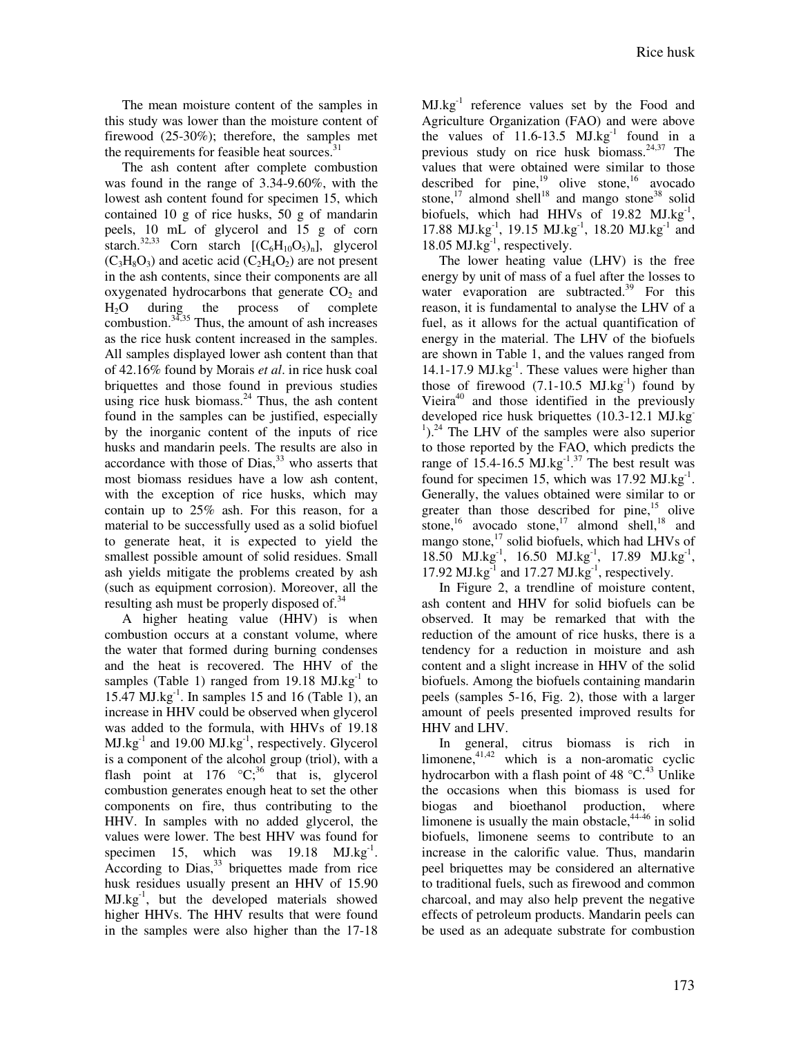The mean moisture content of the samples in this study was lower than the moisture content of firewood (25-30%); therefore, the samples met the requirements for feasible heat sources.[31]

The ash content after complete combustion was found in the range of 3.34-9.60%, with the lowest ash content found for specimen 15, which contained 10 g of rice husks, 50 g of mandarin peels, 10 mL of glycerol and 15 g of corn starch.[32,33] Corn starch [$(C_6H_{10}O_5)_n$], glycerol ($C_3H_8O_3$) and acetic acid ($C_2H_4O_2$) are not present in the ash contents, since their components are all oxygenated hydrocarbons that generate $CO_2$ and $H_2O$ during the process of complete combustion.[34,35] Thus, the amount of ash increases as the rice husk content increased in the samples. All samples displayed lower ash content than that of 42.16% found by Morais *et al*. in rice husk coal briquettes and those found in previous studies using rice husk biomass.[24] Thus, the ash content found in the samples can be justified, especially by the inorganic content of the inputs of rice husks and mandarin peels. The results are also in accordance with those of Dias,[33] who asserts that most biomass residues have a low ash content, with the exception of rice husks, which may contain up to 25% ash. For this reason, for a material to be successfully used as a solid biofuel to generate heat, it is expected to yield the smallest possible amount of solid residues. Small ash yields mitigate the problems created by ash (such as equipment corrosion). Moreover, all the resulting ash must be properly disposed of.[34]

A higher heating value (HHV) is when combustion occurs at a constant volume, where the water that formed during burning condenses and the heat is recovered. The HHV of the samples (Table 1) ranged from 19.18 MJ.kg$^{-1}$ to 15.47 MJ.kg$^{-1}$. In samples 15 and 16 (Table 1), an increase in HHV could be observed when glycerol was added to the formula, with HHVs of 19.18 MJ.kg$^{-1}$ and 19.00 MJ.kg$^{-1}$, respectively. Glycerol is a component of the alcohol group (triol), with a flash point at 176 °C;[36] that is, glycerol combustion generates enough heat to set the other components on fire, thus contributing to the HHV. In samples with no added glycerol, the values were lower. The best HHV was found for specimen 15, which was 19.18 MJ.kg$^{-1}$. According to Dias,[33] briquettes made from rice husk residues usually present an HHV of 15.90 MJ.kg$^{-1}$, but the developed materials showed higher HHVs. The HHV results that were found in the samples were also higher than the 17-18 MJ.kg$^{-1}$ reference values set by the Food and Agriculture Organization (FAO) and were above the values of 11.6-13.5 MJ.kg$^{-1}$ found in a previous study on rice husk biomass.[24,37] The values that were obtained were similar to those described for pine,[19] olive stone,[16] avocado stone,[17] almond shell[18] and mango stone[38] solid biofuels, which had HHVs of 19.82 MJ.kg$^{-1}$, 17.88 MJ.kg$^{-1}$, 19.15 MJ.kg$^{-1}$, 18.20 MJ.kg$^{-1}$ and 18.05 MJ.kg$^{-1}$, respectively.

The lower heating value (LHV) is the free energy by unit of mass of a fuel after the losses to water evaporation are subtracted.[39] For this reason, it is fundamental to analyse the LHV of a fuel, as it allows for the actual quantification of energy in the material. The LHV of the biofuels are shown in Table 1, and the values ranged from 14.1-17.9 MJ.kg$^{-1}$. These values were higher than those of firewood (7.1-10.5 MJ.kg$^{-1}$) found by Vieira[40] and those identified in the previously developed rice husk briquettes (10.3-12.1 MJ.kg$^{-1}$).[24] The LHV of the samples were also superior to those reported by the FAO, which predicts the range of 15.4-16.5 MJ.kg$^{-1}$.[37] The best result was found for specimen 15, which was 17.92 MJ.kg$^{-1}$. Generally, the values obtained were similar to or greater than those described for pine,[15] olive stone,[16] avocado stone,[17] almond shell,[18] and mango stone,[17] solid biofuels, which had LHVs of 18.50 MJ.kg$^{-1}$, 16.50 MJ.kg$^{-1}$, 17.89 MJ.kg$^{-1}$, 17.92 MJ.kg$^{-1}$ and 17.27 MJ.kg$^{-1}$, respectively.

In Figure 2, a trendline of moisture content, ash content and HHV for solid biofuels can be observed. It may be remarked that with the reduction of the amount of rice husks, there is a tendency for a reduction in moisture and ash content and a slight increase in HHV of the solid biofuels. Among the biofuels containing mandarin peels (samples 5-16, Fig. 2), those with a larger amount of peels presented improved results for HHV and LHV.

In general, citrus biomass is rich in limonene,[41,42] which is a non-aromatic cyclic hydrocarbon with a flash point of 48 °C.[43] Unlike the occasions when this biomass is used for biogas and bioethanol production, where limonene is usually the main obstacle,[44-46] in solid biofuels, limonene seems to contribute to an increase in the calorific value. Thus, mandarin peel briquettes may be considered an alternative to traditional fuels, such as firewood and common charcoal, and may also help prevent the negative effects of petroleum products. Mandarin peels can be used as an adequate substrate for combustion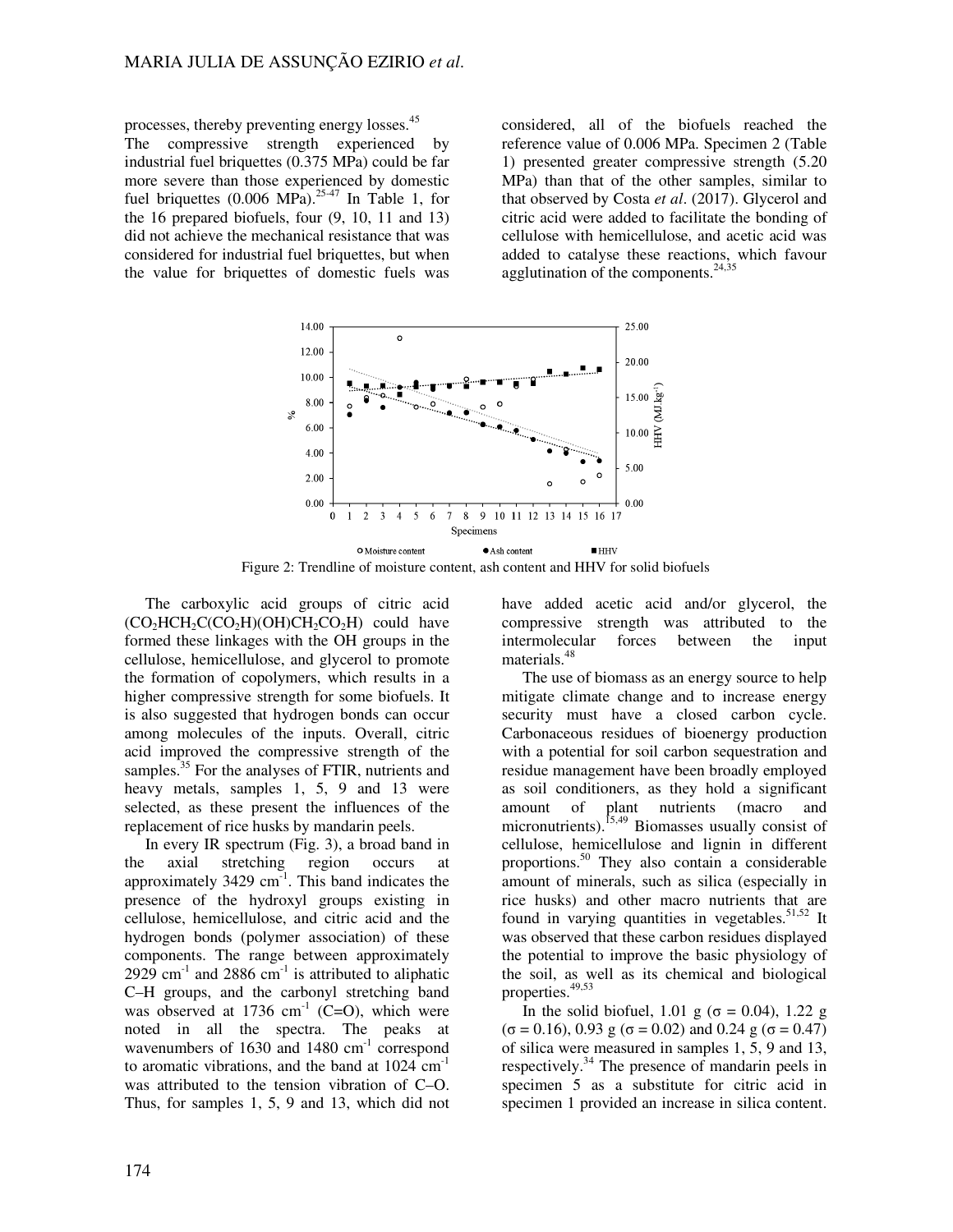processes, thereby preventing energy losses.[45]

The compressive strength experienced by industrial fuel briquettes (0.375 MPa) could be far more severe than those experienced by domestic fuel briquettes (0.006 MPa).[25-47] In Table 1, for the 16 prepared biofuels, four (9, 10, 11 and 13) did not achieve the mechanical resistance that was considered for industrial fuel briquettes, but when the value for briquettes of domestic fuels was considered, all of the biofuels reached the reference value of 0.006 MPa. Specimen 2 (Table 1) presented greater compressive strength (5.20 MPa) than that of the other samples, similar to that observed by Costa *et al*. (2017). Glycerol and citric acid were added to facilitate the bonding of cellulose with hemicellulose, and acetic acid was added to catalyse these reactions, which favour agglutination of the components.[24,35]

Figure 2: Trendline of moisture content, ash content and HHV for solid biofuels

The carboxylic acid groups of citric acid ($CO_2HCH_2C(CO_2H)(OH)CH_2CO_2H$) could have formed these linkages with the OH groups in the cellulose, hemicellulose, and glycerol to promote the formation of copolymers, which results in a higher compressive strength for some biofuels. It is also suggested that hydrogen bonds can occur among molecules of the inputs. Overall, citric acid improved the compressive strength of the samples.[35] For the analyses of FTIR, nutrients and heavy metals, samples 1, 5, 9 and 13 were selected, as these present the influences of the replacement of rice husks by mandarin peels.

In every IR spectrum (Fig. 3), a broad band in the axial stretching region occurs at approximately 3429 cm$^{-1}$. This band indicates the presence of the hydroxyl groups existing in cellulose, hemicellulose, and citric acid and the hydrogen bonds (polymer association) of these components. The range between approximately 2929 cm$^{-1}$ and 2886 cm$^{-1}$ is attributed to aliphatic C–H groups, and the carbonyl stretching band was observed at 1736 cm$^{-1}$ (C=O), which were noted in all the spectra. The peaks at wavenumbers of 1630 and 1480 cm$^{-1}$ correspond to aromatic vibrations, and the band at 1024 cm$^{-1}$ was attributed to the tension vibration of C–O. Thus, for samples 1, 5, 9 and 13, which did not have added acetic acid and/or glycerol, the compressive strength was attributed to the intermolecular forces between the input materials.[48]

The use of biomass as an energy source to help mitigate climate change and to increase energy security must have a closed carbon cycle. Carbonaceous residues of bioenergy production with a potential for soil carbon sequestration and residue management have been broadly employed as soil conditioners, as they hold a significant amount of plant nutrients (macro and micronutrients).[15,49] Biomasses usually consist of cellulose, hemicellulose and lignin in different proportions.[50] They also contain a considerable amount of minerals, such as silica (especially in rice husks) and other macro nutrients that are found in varying quantities in vegetables.[51,52] It was observed that these carbon residues displayed the potential to improve the basic physiology of the soil, as well as its chemical and biological properties.[49,53]

In the solid biofuel, 1.01 g ($\sigma$ = 0.04), 1.22 g ($\sigma$ = 0.16), 0.93 g ($\sigma$ = 0.02) and 0.24 g ($\sigma$ = 0.47) of silica were measured in samples 1, 5, 9 and 13, respectively.[34] The presence of mandarin peels in specimen 5 as a substitute for citric acid in specimen 1 provided an increase in silica content.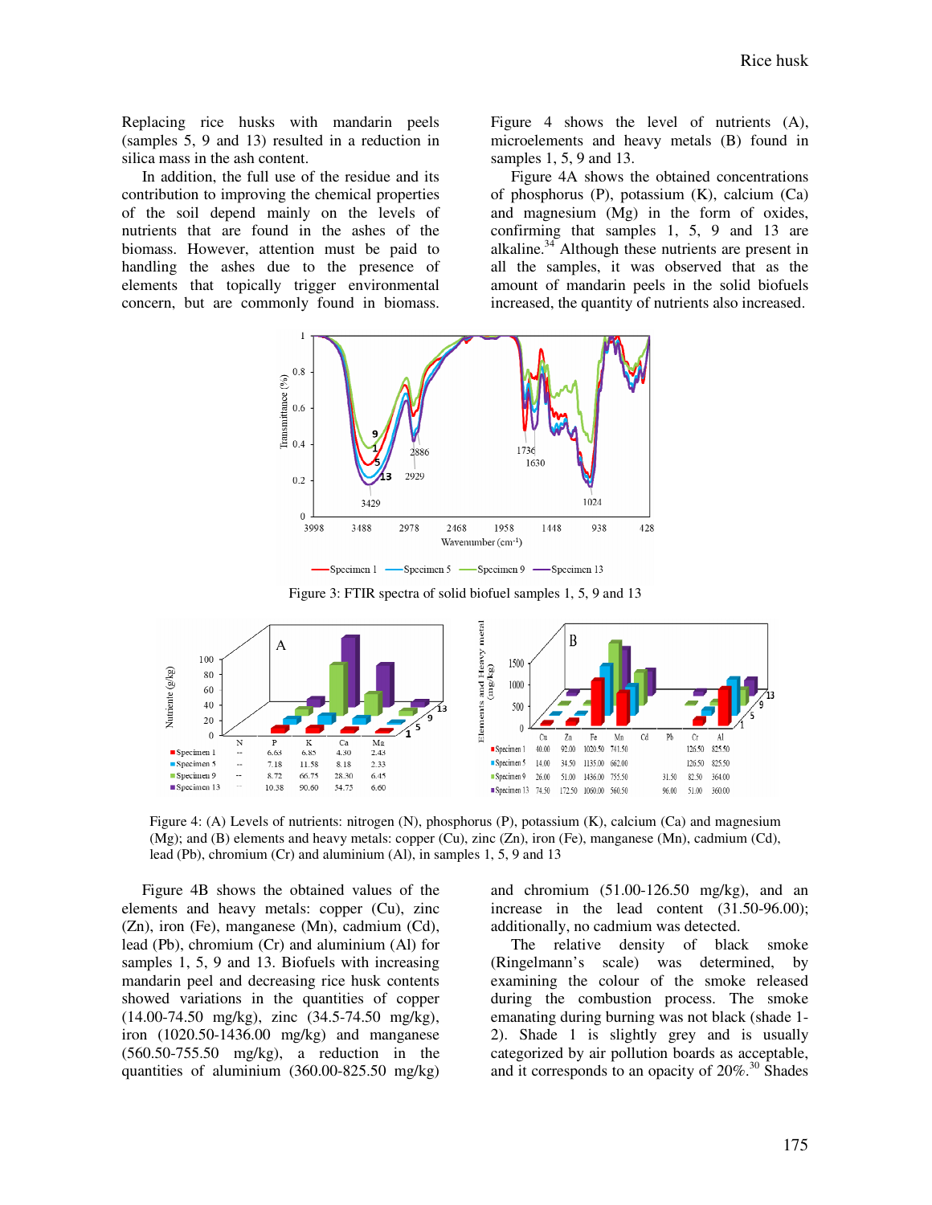Replacing rice husks with mandarin peels (samples 5, 9 and 13) resulted in a reduction in silica mass in the ash content.

In addition, the full use of the residue and its contribution to improving the chemical properties of the soil depend mainly on the levels of nutrients that are found in the ashes of the biomass. However, attention must be paid to handling the ashes due to the presence of elements that topically trigger environmental concern, but are commonly found in biomass.

Figure 4 shows the level of nutrients (A), microelements and heavy metals (B) found in samples 1, 5, 9 and 13.

Figure 4A shows the obtained concentrations of phosphorus (P), potassium (K), calcium (Ca) and magnesium (Mg) in the form of oxides, confirming that samples 1, 5, 9 and 13 are alkaline.[34] Although these nutrients are present in all the samples, it was observed that as the amount of mandarin peels in the solid biofuels increased, the quantity of nutrients also increased.

Figure 3: FTIR spectra of solid biofuel samples 1, 5, 9 and 13

| | N | P | K | Ca | Mg |
|---|---|---|---|---|---|
| Specimen 1 | -- | 6.63 | 6.85 | 4.30 | 2.43 |
| Specimen 5 | -- | 7.18 | 11.58 | 8.18 | 2.33 |
| Specimen 9 | -- | 8.72 | 66.75 | 28.30 | 6.45 |
| Specimen 13 | -- | 10.38 | 90.60 | 54.75 | 6.60 |

| | Cu | Zn | Fe | Mn | Cd | Pb | Cr | Al |
|---|---|---|---|---|---|---|---|---|
| Specimen 1 | 40.00 | 92.00 | 1020.50 | 741.50 | | | 126.50 | 825.50 |
| Specimen 5 | 14.00 | 34.50 | 1135.00 | 662.00 | | | 126.50 | 825.50 |
| Specimen 9 | 26.00 | 51.00 | 1436.00 | 755.50 | | 31.50 | 82.50 | 364.00 |
| Specimen 13 | 74.50 | 172.50 | 1060.00 | 560.50 | | 96.00 | 51.00 | 360.00 |

Figure 4: (A) Levels of nutrients: nitrogen (N), phosphorus (P), potassium (K), calcium (Ca) and magnesium (Mg); and (B) elements and heavy metals: copper (Cu), zinc (Zn), iron (Fe), manganese (Mn), cadmium (Cd), lead (Pb), chromium (Cr) and aluminium (Al), in samples 1, 5, 9 and 13

Figure 4B shows the obtained values of the elements and heavy metals: copper (Cu), zinc (Zn), iron (Fe), manganese (Mn), cadmium (Cd), lead (Pb), chromium (Cr) and aluminium (Al) for samples 1, 5, 9 and 13. Biofuels with increasing mandarin peel and decreasing rice husk contents showed variations in the quantities of copper (14.00-74.50 mg/kg), zinc (34.5-74.50 mg/kg), iron (1020.50-1436.00 mg/kg) and manganese (560.50-755.50 mg/kg), a reduction in the quantities of aluminium (360.00-825.50 mg/kg) and chromium (51.00-126.50 mg/kg), and an increase in the lead content (31.50-96.00); additionally, no cadmium was detected.

The relative density of black smoke (Ringelmann's scale) was determined, by examining the colour of the smoke released during the combustion process. The smoke emanating during burning was not black (shade 1-2). Shade 1 is slightly grey and is usually categorized by air pollution boards as acceptable, and it corresponds to an opacity of 20%.[30] Shades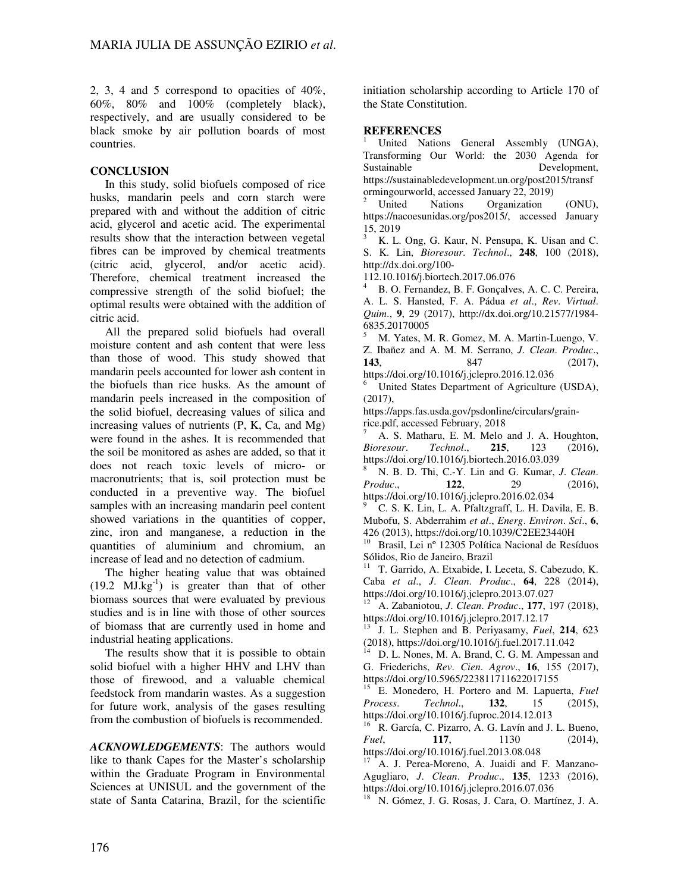2, 3, 4 and 5 correspond to opacities of 40%, 60%, 80% and 100% (completely black), respectively, and are usually considered to be black smoke by air pollution boards of most countries.

## CONCLUSION

In this study, solid biofuels composed of rice husks, mandarin peels and corn starch were prepared with and without the addition of citric acid, glycerol and acetic acid. The experimental results show that the interaction between vegetal fibres can be improved by chemical treatments (citric acid, glycerol, and/or acetic acid). Therefore, chemical treatment increased the compressive strength of the solid biofuel; the optimal results were obtained with the addition of citric acid.

All the prepared solid biofuels had overall moisture content and ash content that were less than those of wood. This study showed that mandarin peels accounted for lower ash content in the biofuels than rice husks. As the amount of mandarin peels increased in the composition of the solid biofuel, decreasing values of silica and increasing values of nutrients (P, K, Ca, and Mg) were found in the ashes. It is recommended that the soil be monitored as ashes are added, so that it does not reach toxic levels of micro- or macronutrients; that is, soil protection must be conducted in a preventive way. The biofuel samples with an increasing mandarin peel content showed variations in the quantities of copper, zinc, iron and manganese, a reduction in the quantities of aluminium and chromium, an increase of lead and no detection of cadmium.

The higher heating value that was obtained (19.2 $MJ.kg^{-1}$) is greater than that of other biomass sources that were evaluated by previous studies and is in line with those of other sources of biomass that are currently used in home and industrial heating applications.

The results show that it is possible to obtain solid biofuel with a higher HHV and LHV than those of firewood, and a valuable chemical feedstock from mandarin wastes. As a suggestion for future work, analysis of the gases resulting from the combustion of biofuels is recommended.

***ACKNOWLEDGEMENTS***: The authors would like to thank Capes for the Master's scholarship within the Graduate Program in Environmental Sciences at UNISUL and the government of the state of Santa Catarina, Brazil, for the scientific initiation scholarship according to Article 170 of the State Constitution.

## REFERENCES

[1] United Nations General Assembly (UNGA), Transforming Our World: the 2030 Agenda for Sustainable Development, https://sustainabledevelopment.un.org/post2015/transformingourworld, accessed January 22, 2019)

[2] United Nations Organization (ONU), https://nacoesunidas.org/pos2015/, accessed January 15, 2019

[3] K. L. Ong, G. Kaur, N. Pensupa, K. Uisan and C. S. K. Lin, *Bioresour. Technol.*, **248**, 100 (2018), http://dx.doi.org/100-112.10.1016/j.biortech.2017.06.076

[4] B. O. Fernandez, B. F. Gonçalves, A. C. C. Pereira, A. L. S. Hansted, F. A. Pádua *et al*., *Rev. Virtual. Quim.*, **9**, 29 (2017), http://dx.doi.org/10.21577/1984-6835.20170005

[5] M. Yates, M. R. Gomez, M. A. Martin-Luengo, V. Z. Ibañez and A. M. M. Serrano, *J. Clean. Produc.*, **143**, 847 (2017), https://doi.org/10.1016/j.jclepro.2016.12.036

[6] United States Department of Agriculture (USDA), (2017), https://apps.fas.usda.gov/psdonline/circulars/grain-rice.pdf, accessed February, 2018

[7] A. S. Matharu, E. M. Melo and J. A. Houghton, *Bioresour. Technol.*, **215**, 123 (2016), https://doi.org/10.1016/j.biortech.2016.03.039

[8] N. B. D. Thi, C.-Y. Lin and G. Kumar, *J. Clean. Produc.*, **122**, 29 (2016), https://doi.org/10.1016/j.jclepro.2016.02.034

[9] C. S. K. Lin, L. A. Pfaltzgraff, L. H. Davila, E. B. Mubofu, S. Abderrahim *et al*., *Energ. Environ. Sci.*, **6**, 426 (2013), https://doi.org/10.1039/C2EE23440H

[10] Brasil, Lei nº 12305 Política Nacional de Resíduos Sólidos, Rio de Janeiro, Brazil

[11] T. Garrido, A. Etxabide, I. Leceta, S. Cabezudo, K. Caba *et al*., *J. Clean. Produc.*, **64**, 228 (2014), https://doi.org/10.1016/j.jclepro.2013.07.027

[12] A. Zabaniotou, *J. Clean. Produc.*, **177**, 197 (2018), https://doi.org/10.1016/j.jclepro.2017.12.17

[13] J. L. Stephen and B. Periyasamy, *Fuel*, **214**, 623 (2018), https://doi.org/10.1016/j.fuel.2017.11.042

[14] D. L. Nones, M. A. Brand, C. G. M. Ampessan and G. Friederichs, *Rev. Cien. Agrov.*, **16**, 155 (2017), https://doi.org/10.5965/223811711622017155

[15] E. Monedero, H. Portero and M. Lapuerta, *Fuel Process. Technol.*, **132**, 15 (2015), https://doi.org/10.1016/j.fuproc.2014.12.013

[16] R. García, C. Pizarro, A. G. Lavín and J. L. Bueno, *Fuel*, **117**, 1130 (2014), https://doi.org/10.1016/j.fuel.2013.08.048

[17] A. J. Perea-Moreno, A. Juaidi and F. Manzano-Agugliaro, *J. Clean. Produc.*, **135**, 1233 (2016), https://doi.org/10.1016/j.jclepro.2016.07.036

[18] N. Gómez, J. G. Rosas, J. Cara, O. Martínez, J. A.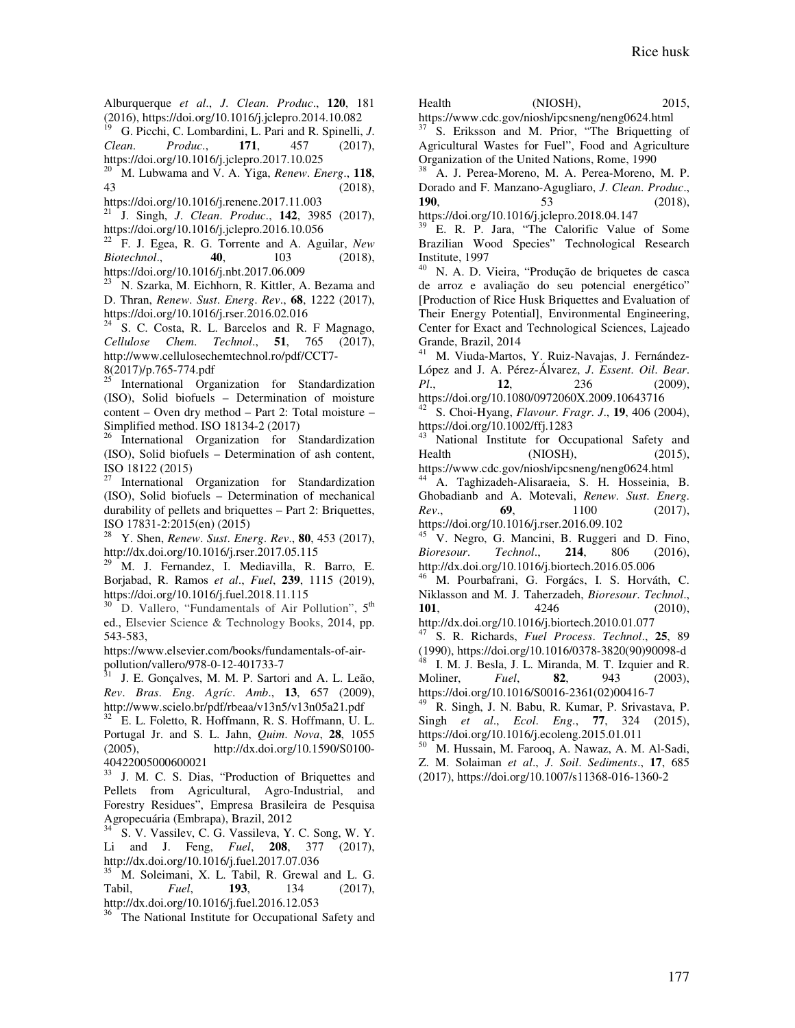Alburquerque *et al*., *J. Clean. Produc*., **120**, 181 (2016), https://doi.org/10.1016/j.jclepro.2014.10.082

[19] G. Picchi, C. Lombardini, L. Pari and R. Spinelli, *J. Clean. Produc*., **171**, 457 (2017), https://doi.org/10.1016/j.jclepro.2017.10.025

[20] M. Lubwama and V. A. Yiga, *Renew. Energ*., **118**, 43 (2018), https://doi.org/10.1016/j.renene.2017.11.003

[21] J. Singh, *J. Clean. Produc*., **142**, 3985 (2017), https://doi.org/10.1016/j.jclepro.2016.10.056

[22] F. J. Egea, R. G. Torrente and A. Aguilar, *New Biotechnol*., **40**, 103 (2018), https://doi.org/10.1016/j.nbt.2017.06.009

[23] N. Szarka, M. Eichhorn, R. Kittler, A. Bezama and D. Thran, *Renew. Sust. Energ. Rev*., **68**, 1222 (2017), https://doi.org/10.1016/j.rser.2016.02.016

[24] S. C. Costa, R. L. Barcelos and R. F Magnago, *Cellulose Chem. Technol*., **51**, 765 (2017), http://www.cellulosechemtechnol.ro/pdf/CCT7-8(2017)/p.765-774.pdf

[25] International Organization for Standardization (ISO), Solid biofuels – Determination of moisture content – Oven dry method – Part 2: Total moisture – Simplified method. ISO 18134-2 (2017)

[26] International Organization for Standardization (ISO), Solid biofuels – Determination of ash content, ISO 18122 (2015)

[27] International Organization for Standardization (ISO), Solid biofuels – Determination of mechanical durability of pellets and briquettes – Part 2: Briquettes, ISO 17831-2:2015(en) (2015)

[28] Y. Shen, *Renew. Sust. Energ. Rev*., **80**, 453 (2017), http://dx.doi.org/10.1016/j.rser.2017.05.115

[29] M. J. Fernandez, I. Mediavilla, R. Barro, E. Borjabad, R. Ramos *et al*., *Fuel*, **239**, 1115 (2019), https://doi.org/10.1016/j.fuel.2018.11.115

[30] D. Vallero, "Fundamentals of Air Pollution", 5th ed., Elsevier Science & Technology Books, 2014, pp. 543-583, https://www.elsevier.com/books/fundamentals-of-air-pollution/vallero/978-0-12-401733-7

[31] J. E. Gonçalves, M. M. P. Sartori and A. L. Leão, *Rev. Bras. Eng. Agríc. Amb*., **13**, 657 (2009), http://www.scielo.br/pdf/rbeaa/v13n5/v13n05a21.pdf

[32] E. L. Foletto, R. Hoffmann, R. S. Hoffmann, U. L. Portugal Jr. and S. L. Jahn, *Quim. Nova*, **28**, 1055 (2005), http://dx.doi.org/10.1590/S0100-40422005000600021

[33] J. M. C. S. Dias, "Production of Briquettes and Pellets from Agricultural, Agro-Industrial, and Forestry Residues", Empresa Brasileira de Pesquisa Agropecuária (Embrapa), Brazil, 2012

[34] S. V. Vassilev, C. G. Vassileva, Y. C. Song, W. Y. Li and J. Feng, *Fuel*, **208**, 377 (2017), http://dx.doi.org/10.1016/j.fuel.2017.07.036

[35] M. Soleimani, X. L. Tabil, R. Grewal and L. G. Tabil, *Fuel*, **193**, 134 (2017), http://dx.doi.org/10.1016/j.fuel.2016.12.053

[36] The National Institute for Occupational Safety and Health (NIOSH), 2015, https://www.cdc.gov/niosh/ipcsneng/neng0624.html

[37] S. Eriksson and M. Prior, "The Briquetting of Agricultural Wastes for Fuel", Food and Agriculture Organization of the United Nations, Rome, 1990

[38] A. J. Perea-Moreno, M. A. Perea-Moreno, M. P. Dorado and F. Manzano-Agugliaro, *J. Clean. Produc*., **190**, 53 (2018), https://doi.org/10.1016/j.jclepro.2018.04.147

[39] E. R. P. Jara, "The Calorific Value of Some Brazilian Wood Species" Technological Research Institute, 1997

[40] N. A. D. Vieira, "Produção de briquetes de casca de arroz e avaliação do seu potencial energético" [Production of Rice Husk Briquettes and Evaluation of Their Energy Potential], Environmental Engineering, Center for Exact and Technological Sciences, Lajeado Grande, Brazil, 2014

[41] M. Viuda-Martos, Y. Ruiz-Navajas, J. Fernández-López and J. A. Pérez-Álvarez, *J. Essent. Oil. Bear. Pl*., **12**, 236 (2009), https://doi.org/10.1080/0972060X.2009.10643716

[42] S. Choi-Hyang, *Flavour. Fragr. J*., **19**, 406 (2004), https://doi.org/10.1002/ffj.1283

[43] National Institute for Occupational Safety and Health (NIOSH), (2015), https://www.cdc.gov/niosh/ipcsneng/neng0624.html

[44] A. Taghizadeh-Alisaraeia, S. H. Hosseinia, B. Ghobadianb and A. Motevali, *Renew. Sust. Energ. Rev*., **69**, 1100 (2017), https://doi.org/10.1016/j.rser.2016.09.102

[45] V. Negro, G. Mancini, B. Ruggeri and D. Fino, *Bioresour. Technol*., **214**, 806 (2016), http://dx.doi.org/10.1016/j.biortech.2016.05.006

[46] M. Pourbafrani, G. Forgács, I. S. Horváth, C. Niklasson and M. J. Taherzadeh, *Bioresour. Technol*., **101**, 4246 (2010), http://dx.doi.org/10.1016/j.biortech.2010.01.077

[47] S. R. Richards, *Fuel Process. Technol*., **25**, 89 (1990), https://doi.org/10.1016/0378-3820(90)90098-d

[48] I. M. J. Besla, J. L. Miranda, M. T. Izquier and R. Moliner, *Fuel*, **82**, 943 (2003), https://doi.org/10.1016/S0016-2361(02)00416-7

[49] R. Singh, J. N. Babu, R. Kumar, P. Srivastava, P. Singh *et al*., *Ecol. Eng*., **77**, 324 (2015), https://doi.org/10.1016/j.ecoleng.2015.01.011

[50] M. Hussain, M. Farooq, A. Nawaz, A. M. Al-Sadi, Z. M. Solaiman *et al*., *J. Soil. Sediments*., **17**, 685 (2017), https://doi.org/10.1007/s11368-016-1360-2